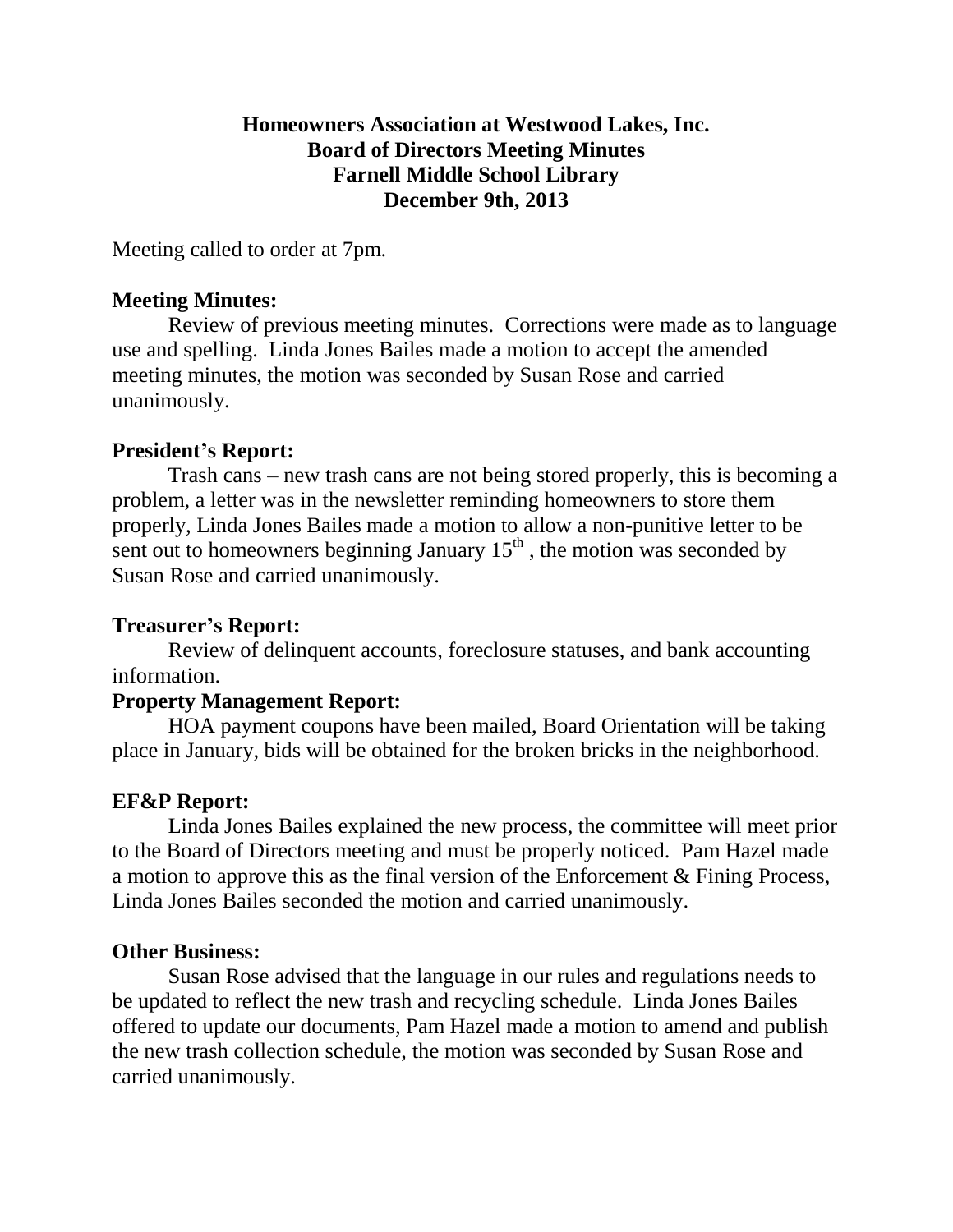# Homeowners Association at Westwood Lakes, Inc.
## Board of Directors Meeting Minutes
## Farnell Middle School Library
## December 9th, 2013

Meeting called to order at 7pm.

**Meeting Minutes:**

Review of previous meeting minutes. Corrections were made as to language use and spelling. Linda Jones Bailes made a motion to accept the amended meeting minutes, the motion was seconded by Susan Rose and carried unanimously.

**President's Report:**

Trash cans – new trash cans are not being stored properly, this is becoming a problem, a letter was in the newsletter reminding homeowners to store them properly, Linda Jones Bailes made a motion to allow a non-punitive letter to be sent out to homeowners beginning January 15th , the motion was seconded by Susan Rose and carried unanimously.

**Treasurer's Report:**

Review of delinquent accounts, foreclosure statuses, and bank accounting information.

**Property Management Report:**

HOA payment coupons have been mailed, Board Orientation will be taking place in January, bids will be obtained for the broken bricks in the neighborhood.

**EF&P Report:**

Linda Jones Bailes explained the new process, the committee will meet prior to the Board of Directors meeting and must be properly noticed. Pam Hazel made a motion to approve this as the final version of the Enforcement & Fining Process, Linda Jones Bailes seconded the motion and carried unanimously.

**Other Business:**

Susan Rose advised that the language in our rules and regulations needs to be updated to reflect the new trash and recycling schedule. Linda Jones Bailes offered to update our documents, Pam Hazel made a motion to amend and publish the new trash collection schedule, the motion was seconded by Susan Rose and carried unanimously.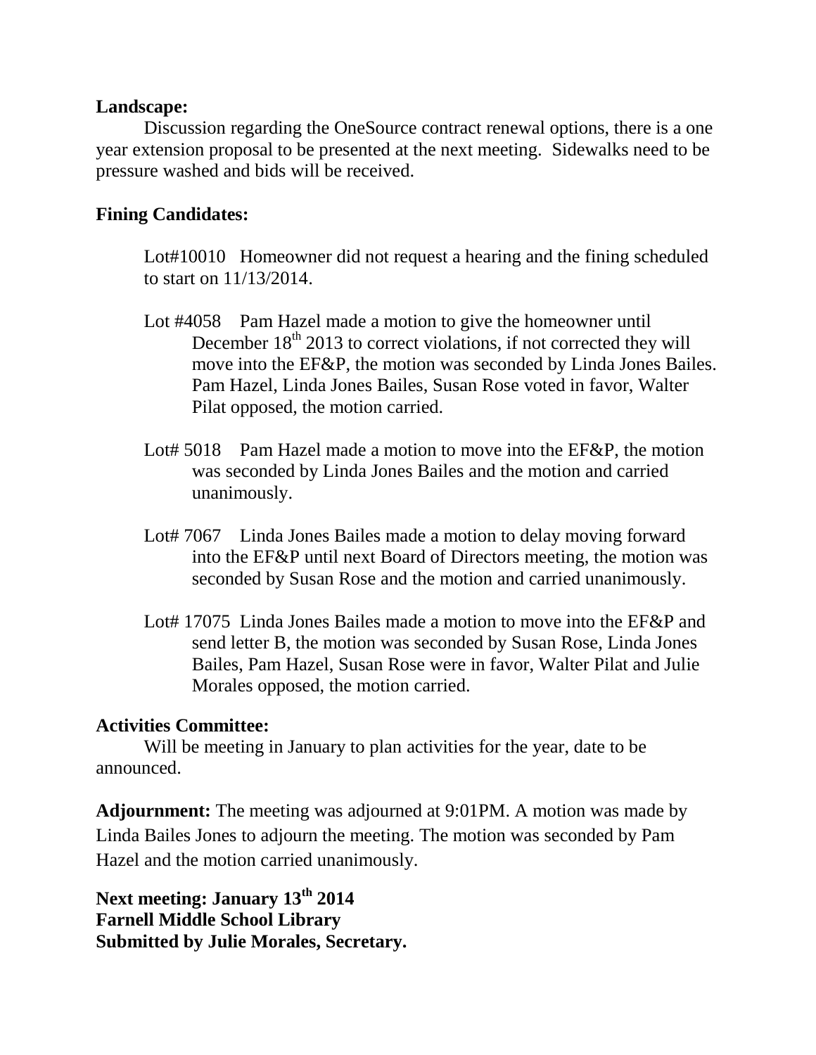**Landscape:**

Discussion regarding the OneSource contract renewal options, there is a one year extension proposal to be presented at the next meeting. Sidewalks need to be pressure washed and bids will be received.

**Fining Candidates:**

Lot#10010 Homeowner did not request a hearing and the fining scheduled to start on 11/13/2014.

Lot #4058 Pam Hazel made a motion to give the homeowner until December 18th 2013 to correct violations, if not corrected they will move into the EF&P, the motion was seconded by Linda Jones Bailes. Pam Hazel, Linda Jones Bailes, Susan Rose voted in favor, Walter Pilat opposed, the motion carried.

Lot# 5018 Pam Hazel made a motion to move into the EF&P, the motion was seconded by Linda Jones Bailes and the motion and carried unanimously.

Lot# 7067 Linda Jones Bailes made a motion to delay moving forward into the EF&P until next Board of Directors meeting, the motion was seconded by Susan Rose and the motion and carried unanimously.

Lot# 17075 Linda Jones Bailes made a motion to move into the EF&P and send letter B, the motion was seconded by Susan Rose, Linda Jones Bailes, Pam Hazel, Susan Rose were in favor, Walter Pilat and Julie Morales opposed, the motion carried.

**Activities Committee:**

Will be meeting in January to plan activities for the year, date to be announced.

**Adjournment:** The meeting was adjourned at 9:01PM. A motion was made by Linda Bailes Jones to adjourn the meeting. The motion was seconded by Pam Hazel and the motion carried unanimously.

**Next meeting: January 13th 2014**
**Farnell Middle School Library**
**Submitted by Julie Morales, Secretary.**